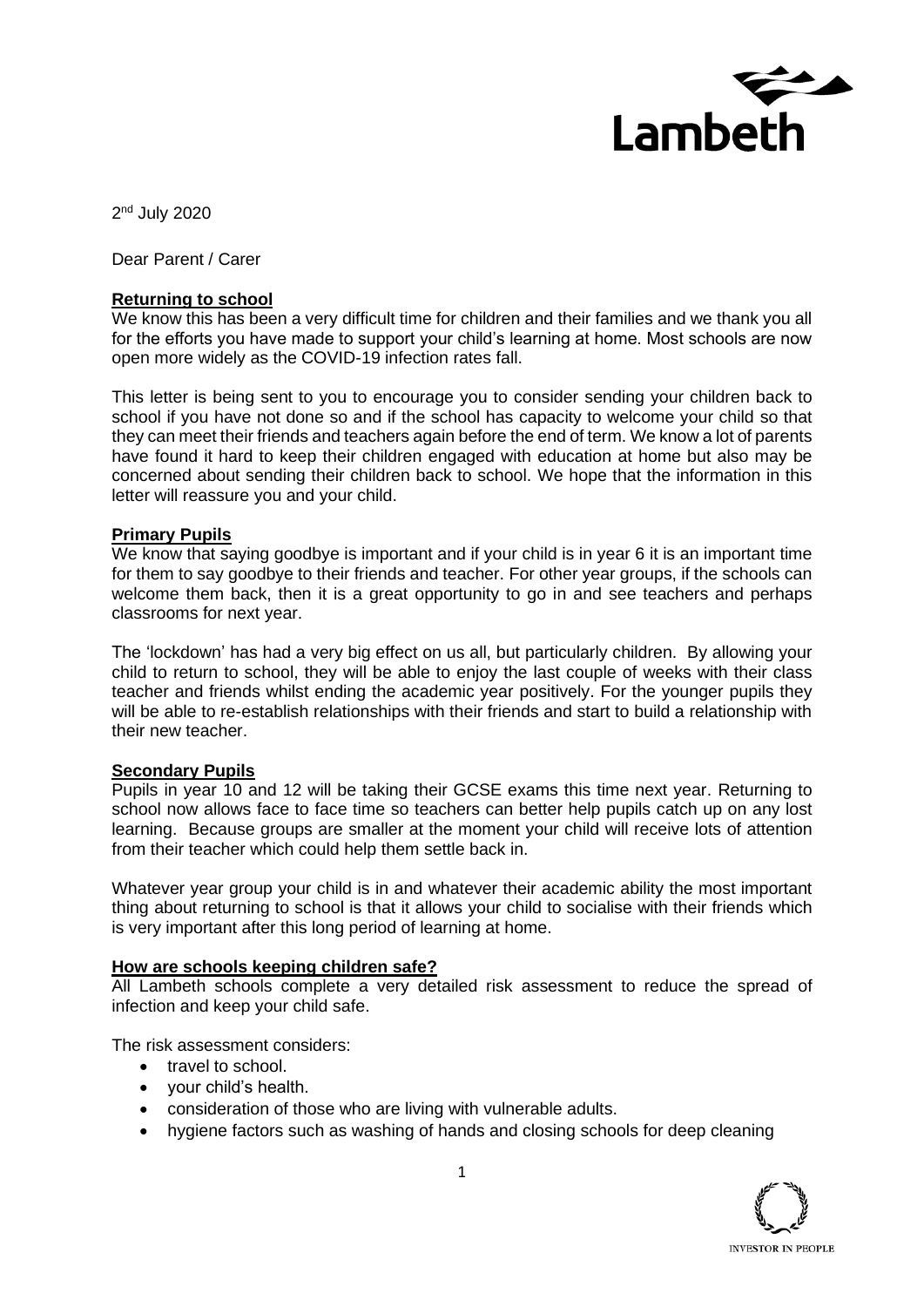Lambeth

2nd July 2020

Dear Parent / Carer

## Returning to school

We know this has been a very difficult time for children and their families and we thank you all for the efforts you have made to support your child's learning at home. Most schools are now open more widely as the COVID-19 infection rates fall.

This letter is being sent to you to encourage you to consider sending your children back to school if you have not done so and if the school has capacity to welcome your child so that they can meet their friends and teachers again before the end of term. We know a lot of parents have found it hard to keep their children engaged with education at home but also may be concerned about sending their children back to school. We hope that the information in this letter will reassure you and your child.

## Primary Pupils

We know that saying goodbye is important and if your child is in year 6 it is an important time for them to say goodbye to their friends and teacher. For other year groups, if the schools can welcome them back, then it is a great opportunity to go in and see teachers and perhaps classrooms for next year.

The 'lockdown' has had a very big effect on us all, but particularly children. By allowing your child to return to school, they will be able to enjoy the last couple of weeks with their class teacher and friends whilst ending the academic year positively. For the younger pupils they will be able to re-establish relationships with their friends and start to build a relationship with their new teacher.

## Secondary Pupils

Pupils in year 10 and 12 will be taking their GCSE exams this time next year. Returning to school now allows face to face time so teachers can better help pupils catch up on any lost learning. Because groups are smaller at the moment your child will receive lots of attention from their teacher which could help them settle back in.

Whatever year group your child is in and whatever their academic ability the most important thing about returning to school is that it allows your child to socialise with their friends which is very important after this long period of learning at home.

## How are schools keeping children safe?

All Lambeth schools complete a very detailed risk assessment to reduce the spread of infection and keep your child safe.

The risk assessment considers:

- travel to school.
- your child's health.
- consideration of those who are living with vulnerable adults.
- hygiene factors such as washing of hands and closing schools for deep cleaning

INVESTOR IN PEOPLE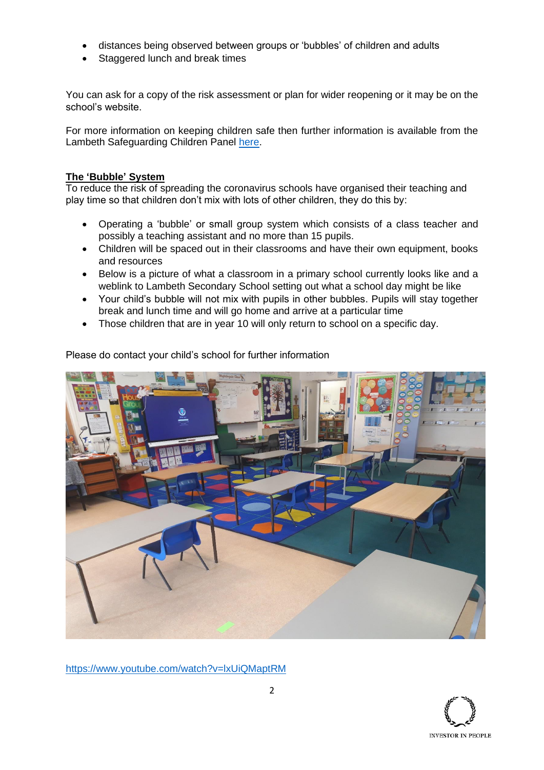- distances being observed between groups or 'bubbles' of children and adults
- Staggered lunch and break times

You can ask for a copy of the risk assessment or plan for wider reopening or it may be on the school's website.

For more information on keeping children safe then further information is available from the Lambeth Safeguarding Children Panel here.

**The 'Bubble' System**

To reduce the risk of spreading the coronavirus schools have organised their teaching and play time so that children don't mix with lots of other children, they do this by:

- Operating a 'bubble' or small group system which consists of a class teacher and possibly a teaching assistant and no more than 15 pupils.
- Children will be spaced out in their classrooms and have their own equipment, books and resources
- Below is a picture of what a classroom in a primary school currently looks like and a weblink to Lambeth Secondary School setting out what a school day might be like
- Your child's bubble will not mix with pupils in other bubbles. Pupils will stay together break and lunch time and will go home and arrive at a particular time
- Those children that are in year 10 will only return to school on a specific day.

Please do contact your child's school for further information

https://www.youtube.com/watch?v=lxUiQMaptRM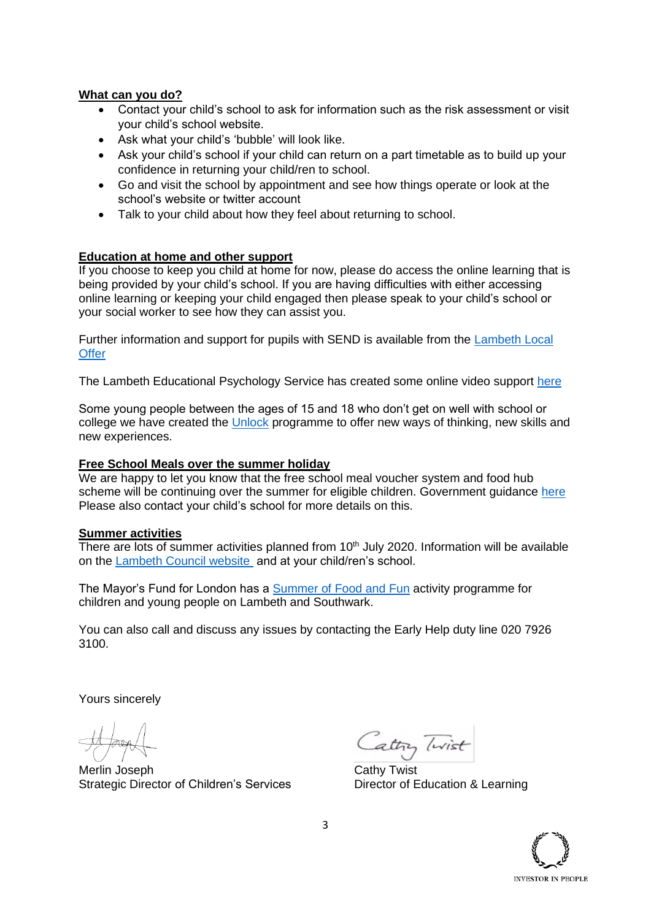**What can you do?**

- Contact your child's school to ask for information such as the risk assessment or visit your child's school website.
- Ask what your child's 'bubble' will look like.
- Ask your child's school if your child can return on a part timetable as to build up your confidence in returning your child/ren to school.
- Go and visit the school by appointment and see how things operate or look at the school's website or twitter account
- Talk to your child about how they feel about returning to school.

**Education at home and other support**

If you choose to keep you child at home for now, please do access the online learning that is being provided by your child's school. If you are having difficulties with either accessing online learning or keeping your child engaged then please speak to your child's school or your social worker to see how they can assist you.

Further information and support for pupils with SEND is available from the Lambeth Local Offer

The Lambeth Educational Psychology Service has created some online video support here

Some young people between the ages of 15 and 18 who don't get on well with school or college we have created the Unlock programme to offer new ways of thinking, new skills and new experiences.

**Free School Meals over the summer holiday**

We are happy to let you know that the free school meal voucher system and food hub scheme will be continuing over the summer for eligible children. Government guidance here Please also contact your child's school for more details on this.

**Summer activities**

There are lots of summer activities planned from 10th July 2020. Information will be available on the Lambeth Council website and at your child/ren's school.

The Mayor's Fund for London has a Summer of Food and Fun activity programme for children and young people on Lambeth and Southwark.

You can also call and discuss any issues by contacting the Early Help duty line 020 7926 3100.

Yours sincerely

Merlin Joseph
Strategic Director of Children's Services

Cathy Twist
Director of Education & Learning

INVESTOR IN PEOPLE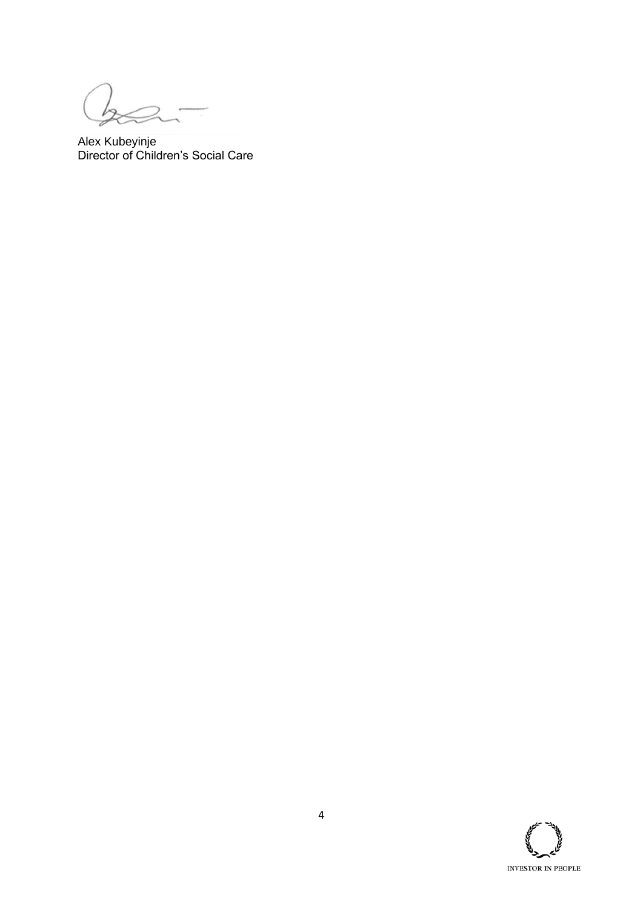Alex Kubeyinje
Director of Children's Social Care

INVESTOR IN PEOPLE